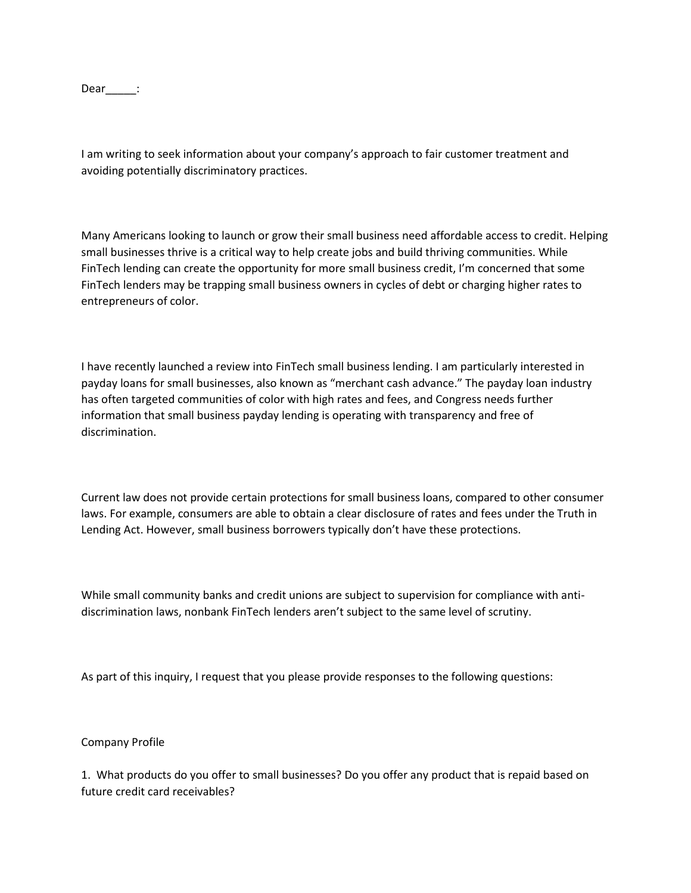Dear_____:

I am writing to seek information about your company's approach to fair customer treatment and avoiding potentially discriminatory practices.

Many Americans looking to launch or grow their small business need affordable access to credit. Helping small businesses thrive is a critical way to help create jobs and build thriving communities. While FinTech lending can create the opportunity for more small business credit, I'm concerned that some FinTech lenders may be trapping small business owners in cycles of debt or charging higher rates to entrepreneurs of color.

I have recently launched a review into FinTech small business lending. I am particularly interested in payday loans for small businesses, also known as "merchant cash advance." The payday loan industry has often targeted communities of color with high rates and fees, and Congress needs further information that small business payday lending is operating with transparency and free of discrimination.

Current law does not provide certain protections for small business loans, compared to other consumer laws. For example, consumers are able to obtain a clear disclosure of rates and fees under the Truth in Lending Act. However, small business borrowers typically don't have these protections.

While small community banks and credit unions are subject to supervision for compliance with anti-discrimination laws, nonbank FinTech lenders aren't subject to the same level of scrutiny.

As part of this inquiry, I request that you please provide responses to the following questions:

Company Profile

1. What products do you offer to small businesses? Do you offer any product that is repaid based on future credit card receivables?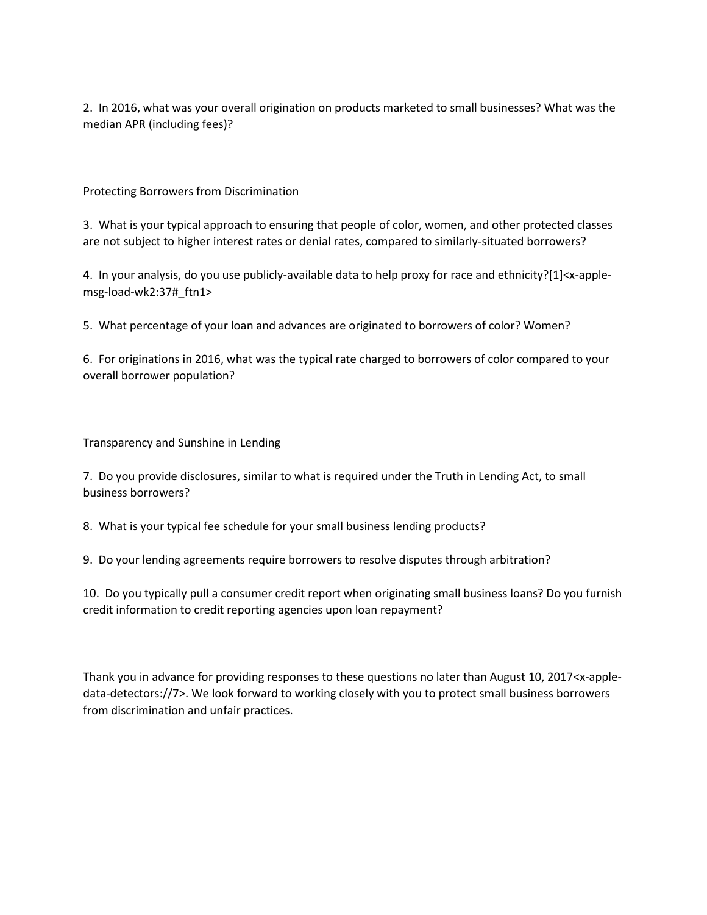2. In 2016, what was your overall origination on products marketed to small businesses? What was the median APR (including fees)?

Protecting Borrowers from Discrimination

3. What is your typical approach to ensuring that people of color, women, and other protected classes are not subject to higher interest rates or denial rates, compared to similarly-situated borrowers?

4. In your analysis, do you use publicly-available data to help proxy for race and ethnicity?[1]<x-apple-msg-load-wk2:37#_ftn1>

5. What percentage of your loan and advances are originated to borrowers of color? Women?

6. For originations in 2016, what was the typical rate charged to borrowers of color compared to your overall borrower population?

Transparency and Sunshine in Lending

7. Do you provide disclosures, similar to what is required under the Truth in Lending Act, to small business borrowers?

8. What is your typical fee schedule for your small business lending products?

9. Do your lending agreements require borrowers to resolve disputes through arbitration?

10. Do you typically pull a consumer credit report when originating small business loans? Do you furnish credit information to credit reporting agencies upon loan repayment?

Thank you in advance for providing responses to these questions no later than August 10, 2017<x-apple-data-detectors://7>. We look forward to working closely with you to protect small business borrowers from discrimination and unfair practices.